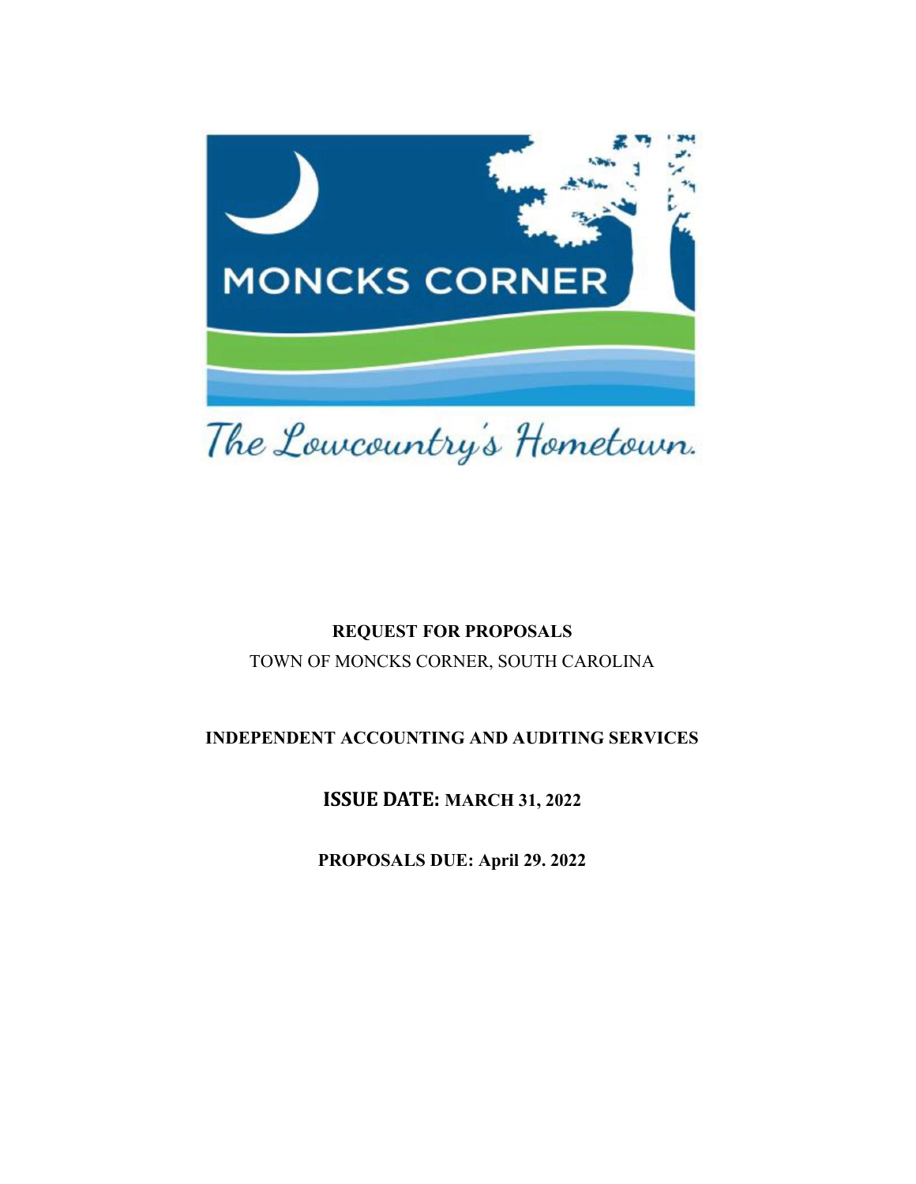MONCKS CORNER

*The Lowcountry's Hometown.*

**REQUEST FOR PROPOSALS**

TOWN OF MONCKS CORNER, SOUTH CAROLINA

**INDEPENDENT ACCOUNTING AND AUDITING SERVICES**

**ISSUE DATE: MARCH 31, 2022**

**PROPOSALS DUE: April 29. 2022**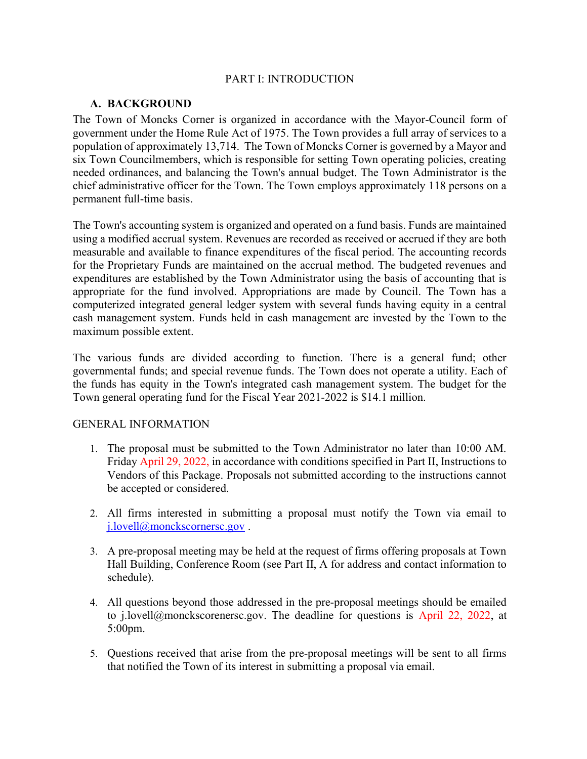# PART I: INTRODUCTION

## A. BACKGROUND

The Town of Moncks Corner is organized in accordance with the Mayor-Council form of government under the Home Rule Act of 1975. The Town provides a full array of services to a population of approximately 13,714. The Town of Moncks Corner is governed by a Mayor and six Town Councilmembers, which is responsible for setting Town operating policies, creating needed ordinances, and balancing the Town's annual budget. The Town Administrator is the chief administrative officer for the Town. The Town employs approximately 118 persons on a permanent full-time basis.

The Town's accounting system is organized and operated on a fund basis. Funds are maintained using a modified accrual system. Revenues are recorded as received or accrued if they are both measurable and available to finance expenditures of the fiscal period. The accounting records for the Proprietary Funds are maintained on the accrual method. The budgeted revenues and expenditures are established by the Town Administrator using the basis of accounting that is appropriate for the fund involved. Appropriations are made by Council. The Town has a computerized integrated general ledger system with several funds having equity in a central cash management system. Funds held in cash management are invested by the Town to the maximum possible extent.

The various funds are divided according to function. There is a general fund; other governmental funds; and special revenue funds. The Town does not operate a utility. Each of the funds has equity in the Town's integrated cash management system. The budget for the Town general operating fund for the Fiscal Year 2021-2022 is $14.1 million.

GENERAL INFORMATION

1. The proposal must be submitted to the Town Administrator no later than 10:00 AM. Friday April 29, 2022, in accordance with conditions specified in Part II, Instructions to Vendors of this Package. Proposals not submitted according to the instructions cannot be accepted or considered.

2. All firms interested in submitting a proposal must notify the Town via email to j.lovell@monckscornersc.gov .

3. A pre-proposal meeting may be held at the request of firms offering proposals at Town Hall Building, Conference Room (see Part II, A for address and contact information to schedule).

4. All questions beyond those addressed in the pre-proposal meetings should be emailed to j.lovell@monckscorenersc.gov. The deadline for questions is April 22, 2022, at 5:00pm.

5. Questions received that arise from the pre-proposal meetings will be sent to all firms that notified the Town of its interest in submitting a proposal via email.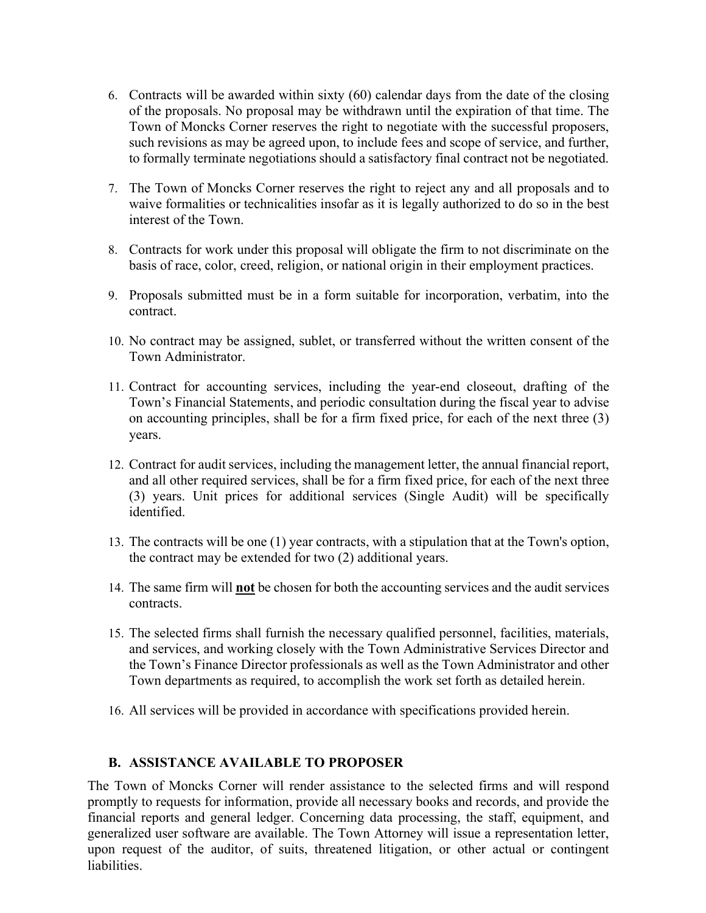6. Contracts will be awarded within sixty (60) calendar days from the date of the closing of the proposals. No proposal may be withdrawn until the expiration of that time. The Town of Moncks Corner reserves the right to negotiate with the successful proposers, such revisions as may be agreed upon, to include fees and scope of service, and further, to formally terminate negotiations should a satisfactory final contract not be negotiated.
7. The Town of Moncks Corner reserves the right to reject any and all proposals and to waive formalities or technicalities insofar as it is legally authorized to do so in the best interest of the Town.
8. Contracts for work under this proposal will obligate the firm to not discriminate on the basis of race, color, creed, religion, or national origin in their employment practices.
9. Proposals submitted must be in a form suitable for incorporation, verbatim, into the contract.
10. No contract may be assigned, sublet, or transferred without the written consent of the Town Administrator.
11. Contract for accounting services, including the year-end closeout, drafting of the Town's Financial Statements, and periodic consultation during the fiscal year to advise on accounting principles, shall be for a firm fixed price, for each of the next three (3) years.
12. Contract for audit services, including the management letter, the annual financial report, and all other required services, shall be for a firm fixed price, for each of the next three (3) years. Unit prices for additional services (Single Audit) will be specifically identified.
13. The contracts will be one (1) year contracts, with a stipulation that at the Town's option, the contract may be extended for two (2) additional years.
14. The same firm will <u>**not**</u> be chosen for both the accounting services and the audit services contracts.
15. The selected firms shall furnish the necessary qualified personnel, facilities, materials, and services, and working closely with the Town Administrative Services Director and the Town's Finance Director professionals as well as the Town Administrator and other Town departments as required, to accomplish the work set forth as detailed herein.
16. All services will be provided in accordance with specifications provided herein.

## B. ASSISTANCE AVAILABLE TO PROPOSER

The Town of Moncks Corner will render assistance to the selected firms and will respond promptly to requests for information, provide all necessary books and records, and provide the financial reports and general ledger. Concerning data processing, the staff, equipment, and generalized user software are available. The Town Attorney will issue a representation letter, upon request of the auditor, of suits, threatened litigation, or other actual or contingent liabilities.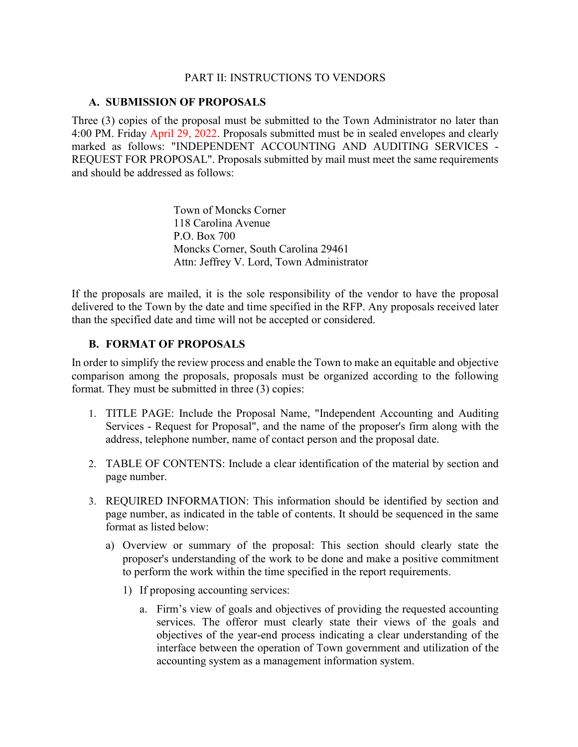## PART II: INSTRUCTIONS TO VENDORS

### A. SUBMISSION OF PROPOSALS

Three (3) copies of the proposal must be submitted to the Town Administrator no later than 4:00 PM. Friday April 29, 2022. Proposals submitted must be in sealed envelopes and clearly marked as follows: "INDEPENDENT ACCOUNTING AND AUDITING SERVICES - REQUEST FOR PROPOSAL". Proposals submitted by mail must meet the same requirements and should be addressed as follows:

Town of Moncks Corner
118 Carolina Avenue
P.O. Box 700
Moncks Corner, South Carolina 29461
Attn: Jeffrey V. Lord, Town Administrator

If the proposals are mailed, it is the sole responsibility of the vendor to have the proposal delivered to the Town by the date and time specified in the RFP. Any proposals received later than the specified date and time will not be accepted or considered.

### B. FORMAT OF PROPOSALS

In order to simplify the review process and enable the Town to make an equitable and objective comparison among the proposals, proposals must be organized according to the following format. They must be submitted in three (3) copies:

1. TITLE PAGE: Include the Proposal Name, "Independent Accounting and Auditing Services - Request for Proposal", and the name of the proposer's firm along with the address, telephone number, name of contact person and the proposal date.

2. TABLE OF CONTENTS: Include a clear identification of the material by section and page number.

3. REQUIRED INFORMATION: This information should be identified by section and page number, as indicated in the table of contents. It should be sequenced in the same format as listed below:

   a) Overview or summary of the proposal: This section should clearly state the proposer's understanding of the work to be done and make a positive commitment to perform the work within the time specified in the report requirements.

      1) If proposing accounting services:

         a. Firm's view of goals and objectives of providing the requested accounting services. The offeror must clearly state their views of the goals and objectives of the year-end process indicating a clear understanding of the interface between the operation of Town government and utilization of the accounting system as a management information system.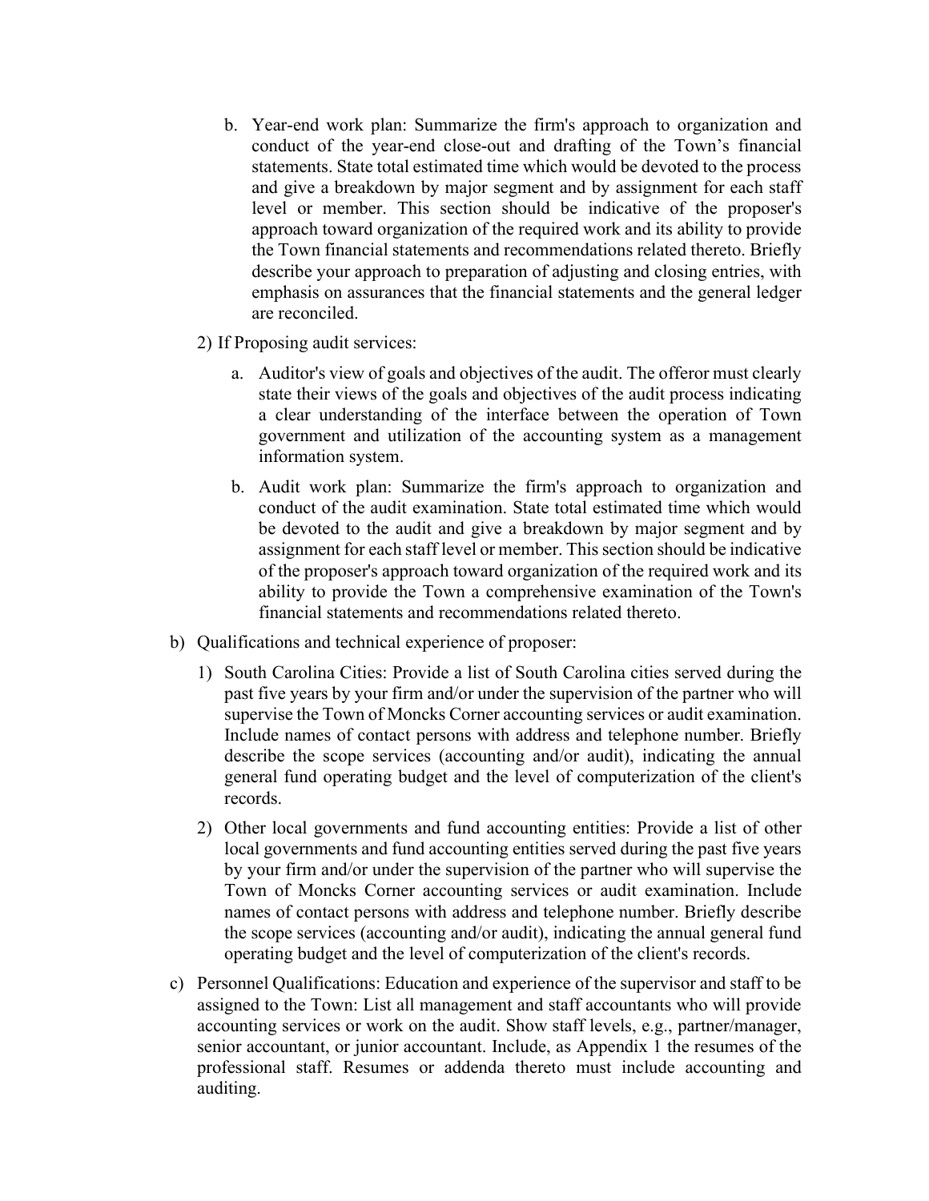b. Year-end work plan: Summarize the firm's approach to organization and conduct of the year-end close-out and drafting of the Town's financial statements. State total estimated time which would be devoted to the process and give a breakdown by major segment and by assignment for each staff level or member. This section should be indicative of the proposer's approach toward organization of the required work and its ability to provide the Town financial statements and recommendations related thereto. Briefly describe your approach to preparation of adjusting and closing entries, with emphasis on assurances that the financial statements and the general ledger are reconciled.

2) If Proposing audit services:

a. Auditor's view of goals and objectives of the audit. The offeror must clearly state their views of the goals and objectives of the audit process indicating a clear understanding of the interface between the operation of Town government and utilization of the accounting system as a management information system.

b. Audit work plan: Summarize the firm's approach to organization and conduct of the audit examination. State total estimated time which would be devoted to the audit and give a breakdown by major segment and by assignment for each staff level or member. This section should be indicative of the proposer's approach toward organization of the required work and its ability to provide the Town a comprehensive examination of the Town's financial statements and recommendations related thereto.

b) Qualifications and technical experience of proposer:

1) South Carolina Cities: Provide a list of South Carolina cities served during the past five years by your firm and/or under the supervision of the partner who will supervise the Town of Moncks Corner accounting services or audit examination. Include names of contact persons with address and telephone number. Briefly describe the scope services (accounting and/or audit), indicating the annual general fund operating budget and the level of computerization of the client's records.

2) Other local governments and fund accounting entities: Provide a list of other local governments and fund accounting entities served during the past five years by your firm and/or under the supervision of the partner who will supervise the Town of Moncks Corner accounting services or audit examination. Include names of contact persons with address and telephone number. Briefly describe the scope services (accounting and/or audit), indicating the annual general fund operating budget and the level of computerization of the client's records.

c) Personnel Qualifications: Education and experience of the supervisor and staff to be assigned to the Town: List all management and staff accountants who will provide accounting services or work on the audit. Show staff levels, e.g., partner/manager, senior accountant, or junior accountant. Include, as Appendix 1 the resumes of the professional staff. Resumes or addenda thereto must include accounting and auditing.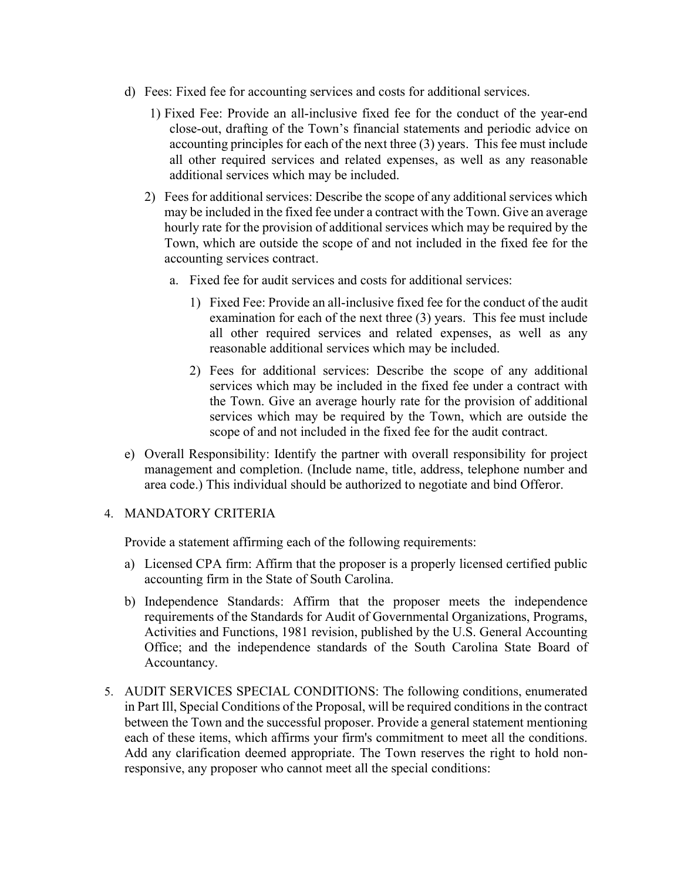d) Fees: Fixed fee for accounting services and costs for additional services.

   1) Fixed Fee: Provide an all-inclusive fixed fee for the conduct of the year-end close-out, drafting of the Town's financial statements and periodic advice on accounting principles for each of the next three (3) years. This fee must include all other required services and related expenses, as well as any reasonable additional services which may be included.

   2) Fees for additional services: Describe the scope of any additional services which may be included in the fixed fee under a contract with the Town. Give an average hourly rate for the provision of additional services which may be required by the Town, which are outside the scope of and not included in the fixed fee for the accounting services contract.

      a. Fixed fee for audit services and costs for additional services:

         1) Fixed Fee: Provide an all-inclusive fixed fee for the conduct of the audit examination for each of the next three (3) years. This fee must include all other required services and related expenses, as well as any reasonable additional services which may be included.

         2) Fees for additional services: Describe the scope of any additional services which may be included in the fixed fee under a contract with the Town. Give an average hourly rate for the provision of additional services which may be required by the Town, which are outside the scope of and not included in the fixed fee for the audit contract.

e) Overall Responsibility: Identify the partner with overall responsibility for project management and completion. (Include name, title, address, telephone number and area code.) This individual should be authorized to negotiate and bind Offeror.

4. MANDATORY CRITERIA

   Provide a statement affirming each of the following requirements:

   a) Licensed CPA firm: Affirm that the proposer is a properly licensed certified public accounting firm in the State of South Carolina.

   b) Independence Standards: Affirm that the proposer meets the independence requirements of the Standards for Audit of Governmental Organizations, Programs, Activities and Functions, 1981 revision, published by the U.S. General Accounting Office; and the independence standards of the South Carolina State Board of Accountancy.

5. AUDIT SERVICES SPECIAL CONDITIONS: The following conditions, enumerated in Part Ill, Special Conditions of the Proposal, will be required conditions in the contract between the Town and the successful proposer. Provide a general statement mentioning each of these items, which affirms your firm's commitment to meet all the conditions. Add any clarification deemed appropriate. The Town reserves the right to hold non-responsive, any proposer who cannot meet all the special conditions: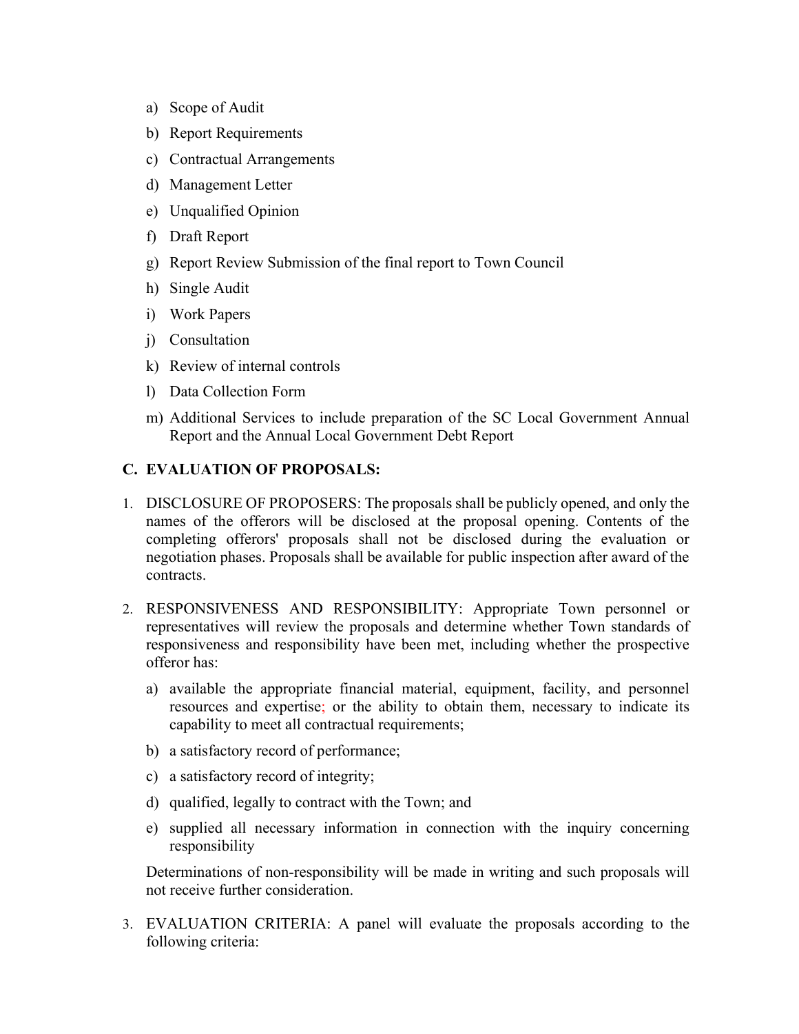a) Scope of Audit
b) Report Requirements
c) Contractual Arrangements
d) Management Letter
e) Unqualified Opinion
f) Draft Report
g) Report Review Submission of the final report to Town Council
h) Single Audit
i) Work Papers
j) Consultation
k) Review of internal controls
l) Data Collection Form
m) Additional Services to include preparation of the SC Local Government Annual Report and the Annual Local Government Debt Report

## C. EVALUATION OF PROPOSALS:

1. DISCLOSURE OF PROPOSERS: The proposals shall be publicly opened, and only the names of the offerors will be disclosed at the proposal opening. Contents of the completing offerors' proposals shall not be disclosed during the evaluation or negotiation phases. Proposals shall be available for public inspection after award of the contracts.

2. RESPONSIVENESS AND RESPONSIBILITY: Appropriate Town personnel or representatives will review the proposals and determine whether Town standards of responsiveness and responsibility have been met, including whether the prospective offeror has:

   a) available the appropriate financial material, equipment, facility, and personnel resources and expertise; or the ability to obtain them, necessary to indicate its capability to meet all contractual requirements;
   b) a satisfactory record of performance;
   c) a satisfactory record of integrity;
   d) qualified, legally to contract with the Town; and
   e) supplied all necessary information in connection with the inquiry concerning responsibility

   Determinations of non-responsibility will be made in writing and such proposals will not receive further consideration.

3. EVALUATION CRITERIA: A panel will evaluate the proposals according to the following criteria: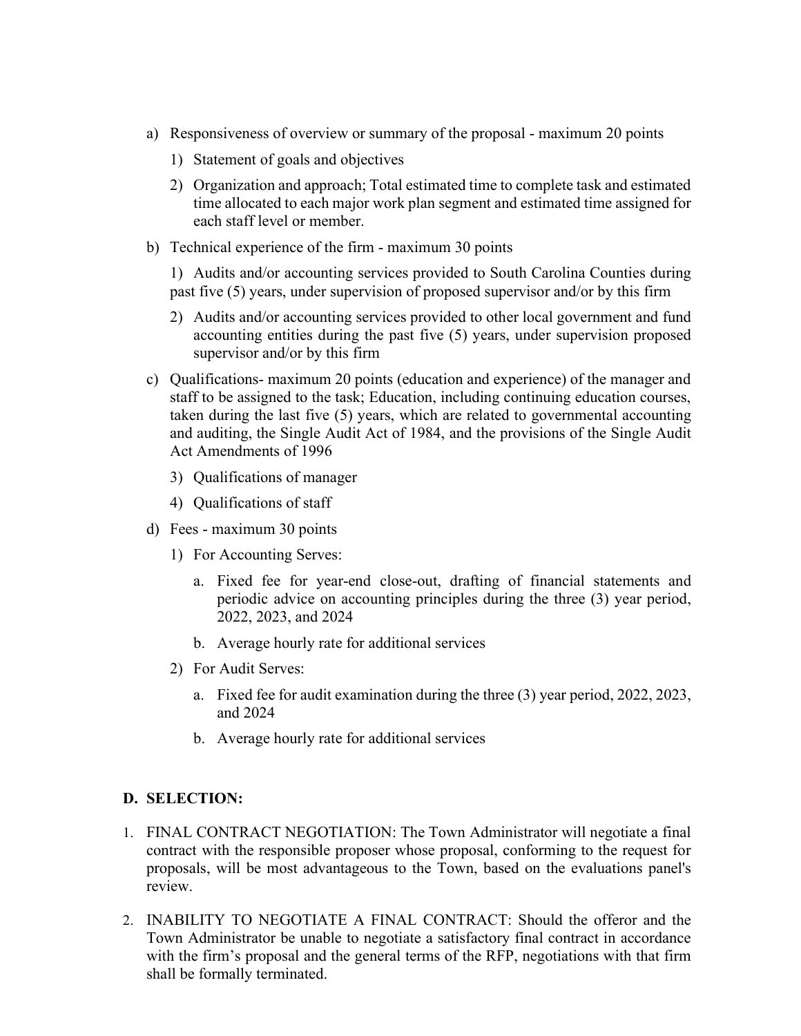a) Responsiveness of overview or summary of the proposal - maximum 20 points

   1) Statement of goals and objectives

   2) Organization and approach; Total estimated time to complete task and estimated time allocated to each major work plan segment and estimated time assigned for each staff level or member.

b) Technical experience of the firm - maximum 30 points

   1) Audits and/or accounting services provided to South Carolina Counties during past five (5) years, under supervision of proposed supervisor and/or by this firm

   2) Audits and/or accounting services provided to other local government and fund accounting entities during the past five (5) years, under supervision proposed supervisor and/or by this firm

c) Qualifications- maximum 20 points (education and experience) of the manager and staff to be assigned to the task; Education, including continuing education courses, taken during the last five (5) years, which are related to governmental accounting and auditing, the Single Audit Act of 1984, and the provisions of the Single Audit Act Amendments of 1996

   3) Qualifications of manager

   4) Qualifications of staff

d) Fees - maximum 30 points

   1) For Accounting Serves:

      a. Fixed fee for year-end close-out, drafting of financial statements and periodic advice on accounting principles during the three (3) year period, 2022, 2023, and 2024

      b. Average hourly rate for additional services

   2) For Audit Serves:

      a. Fixed fee for audit examination during the three (3) year period, 2022, 2023, and 2024

      b. Average hourly rate for additional services

## D. SELECTION:

1. FINAL CONTRACT NEGOTIATION: The Town Administrator will negotiate a final contract with the responsible proposer whose proposal, conforming to the request for proposals, will be most advantageous to the Town, based on the evaluations panel's review.

2. INABILITY TO NEGOTIATE A FINAL CONTRACT: Should the offeror and the Town Administrator be unable to negotiate a satisfactory final contract in accordance with the firm's proposal and the general terms of the RFP, negotiations with that firm shall be formally terminated.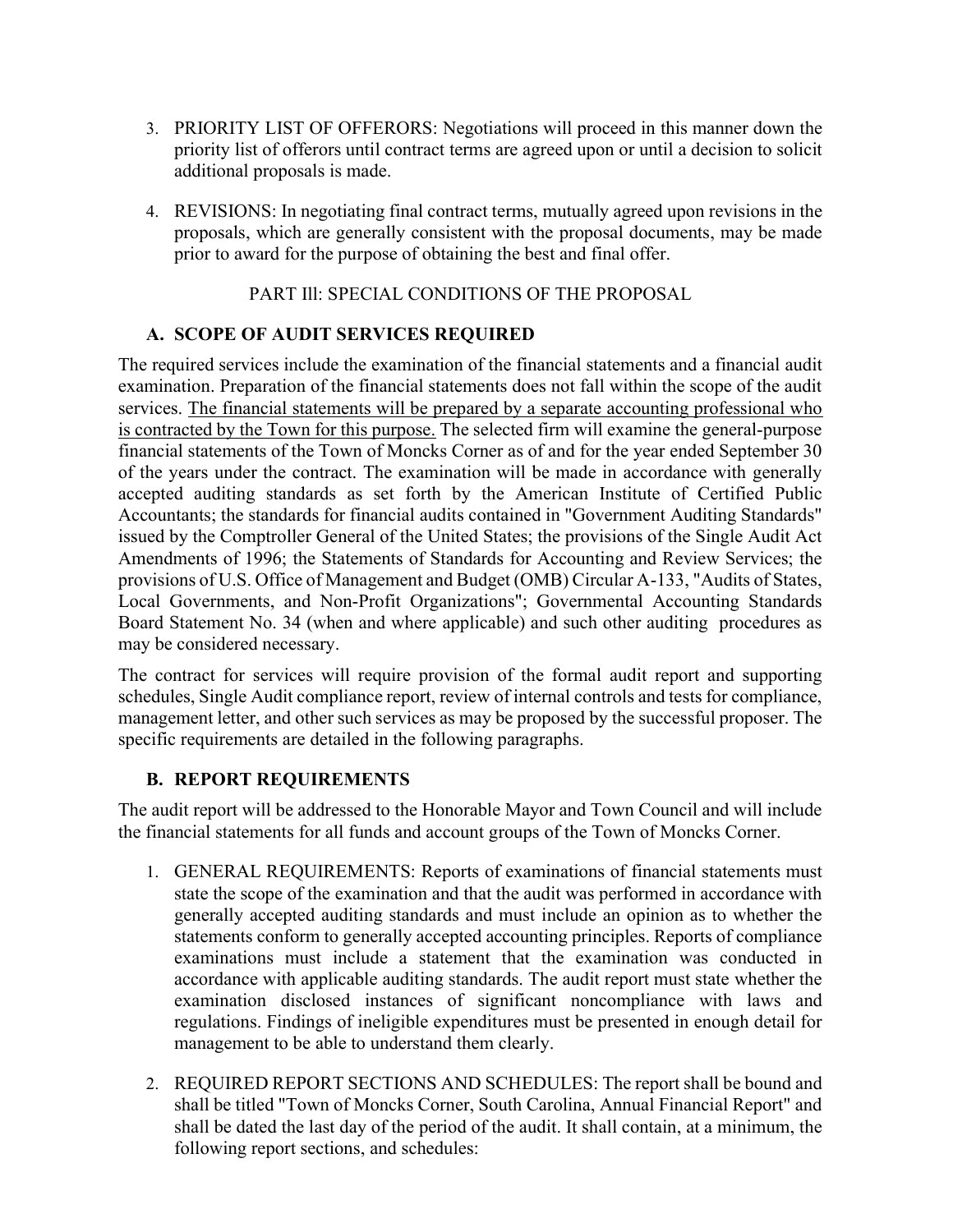3. PRIORITY LIST OF OFFERORS: Negotiations will proceed in this manner down the priority list of offerors until contract terms are agreed upon or until a decision to solicit additional proposals is made.

4. REVISIONS: In negotiating final contract terms, mutually agreed upon revisions in the proposals, which are generally consistent with the proposal documents, may be made prior to award for the purpose of obtaining the best and final offer.

PART Ill: SPECIAL CONDITIONS OF THE PROPOSAL

### A. SCOPE OF AUDIT SERVICES REQUIRED

The required services include the examination of the financial statements and a financial audit examination. Preparation of the financial statements does not fall within the scope of the audit services. <u>The financial statements will be prepared by a separate accounting professional who is contracted by the Town for this purpose.</u> The selected firm will examine the general-purpose financial statements of the Town of Moncks Corner as of and for the year ended September 30 of the years under the contract. The examination will be made in accordance with generally accepted auditing standards as set forth by the American Institute of Certified Public Accountants; the standards for financial audits contained in "Government Auditing Standards" issued by the Comptroller General of the United States; the provisions of the Single Audit Act Amendments of 1996; the Statements of Standards for Accounting and Review Services; the provisions of U.S. Office of Management and Budget (OMB) Circular A-133, "Audits of States, Local Governments, and Non-Profit Organizations"; Governmental Accounting Standards Board Statement No. 34 (when and where applicable) and such other auditing procedures as may be considered necessary.

The contract for services will require provision of the formal audit report and supporting schedules, Single Audit compliance report, review of internal controls and tests for compliance, management letter, and other such services as may be proposed by the successful proposer. The specific requirements are detailed in the following paragraphs.

### B. REPORT REQUIREMENTS

The audit report will be addressed to the Honorable Mayor and Town Council and will include the financial statements for all funds and account groups of the Town of Moncks Corner.

1. GENERAL REQUIREMENTS: Reports of examinations of financial statements must state the scope of the examination and that the audit was performed in accordance with generally accepted auditing standards and must include an opinion as to whether the statements conform to generally accepted accounting principles. Reports of compliance examinations must include a statement that the examination was conducted in accordance with applicable auditing standards. The audit report must state whether the examination disclosed instances of significant noncompliance with laws and regulations. Findings of ineligible expenditures must be presented in enough detail for management to be able to understand them clearly.

2. REQUIRED REPORT SECTIONS AND SCHEDULES: The report shall be bound and shall be titled "Town of Moncks Corner, South Carolina, Annual Financial Report" and shall be dated the last day of the period of the audit. It shall contain, at a minimum, the following report sections, and schedules: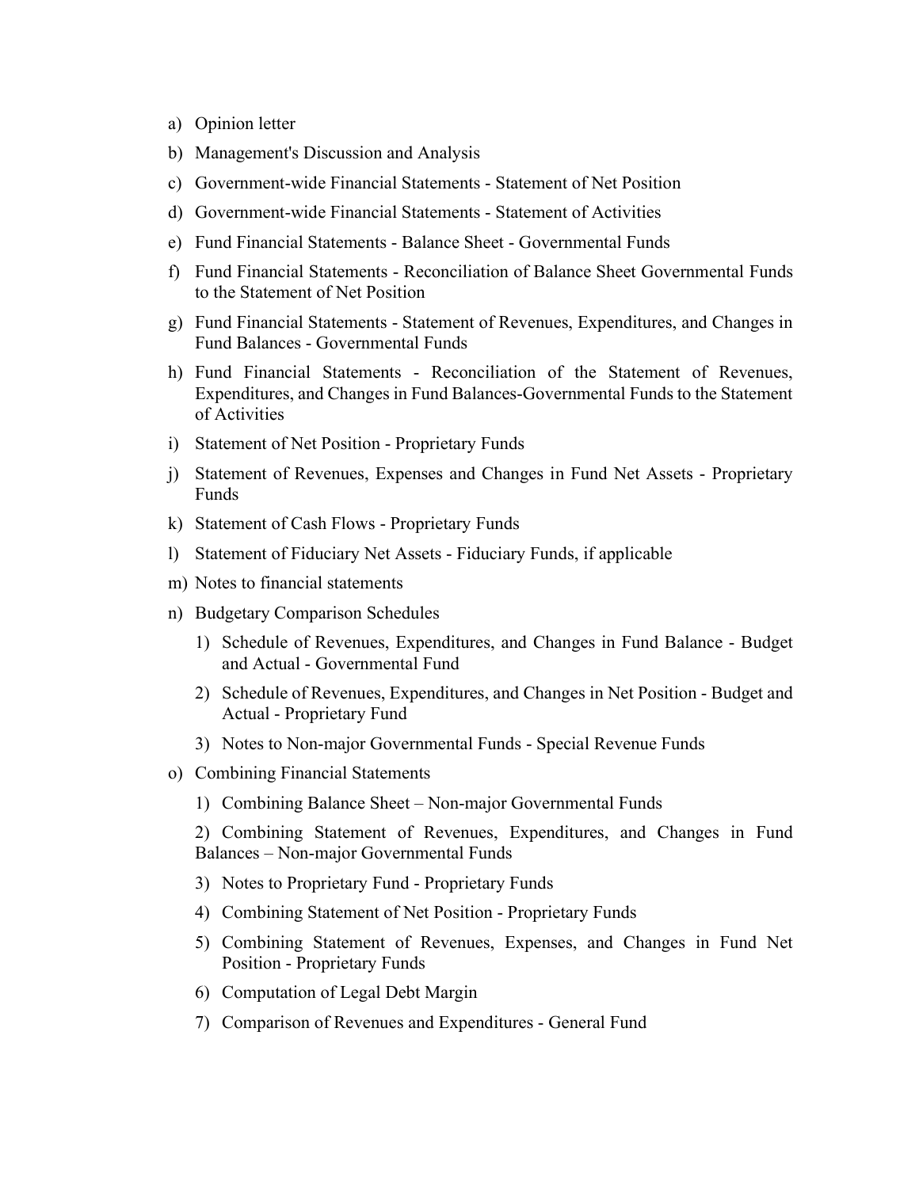a) Opinion letter

b) Management's Discussion and Analysis

c) Government-wide Financial Statements - Statement of Net Position

d) Government-wide Financial Statements - Statement of Activities

e) Fund Financial Statements - Balance Sheet - Governmental Funds

f) Fund Financial Statements - Reconciliation of Balance Sheet Governmental Funds to the Statement of Net Position

g) Fund Financial Statements - Statement of Revenues, Expenditures, and Changes in Fund Balances - Governmental Funds

h) Fund Financial Statements - Reconciliation of the Statement of Revenues, Expenditures, and Changes in Fund Balances-Governmental Funds to the Statement of Activities

i) Statement of Net Position - Proprietary Funds

j) Statement of Revenues, Expenses and Changes in Fund Net Assets - Proprietary Funds

k) Statement of Cash Flows - Proprietary Funds

l) Statement of Fiduciary Net Assets - Fiduciary Funds, if applicable

m) Notes to financial statements

n) Budgetary Comparison Schedules

   1) Schedule of Revenues, Expenditures, and Changes in Fund Balance - Budget and Actual - Governmental Fund

   2) Schedule of Revenues, Expenditures, and Changes in Net Position - Budget and Actual - Proprietary Fund

   3) Notes to Non-major Governmental Funds - Special Revenue Funds

o) Combining Financial Statements

   1) Combining Balance Sheet – Non-major Governmental Funds

   2) Combining Statement of Revenues, Expenditures, and Changes in Fund Balances – Non-major Governmental Funds

   3) Notes to Proprietary Fund - Proprietary Funds

   4) Combining Statement of Net Position - Proprietary Funds

   5) Combining Statement of Revenues, Expenses, and Changes in Fund Net Position - Proprietary Funds

   6) Computation of Legal Debt Margin

   7) Comparison of Revenues and Expenditures - General Fund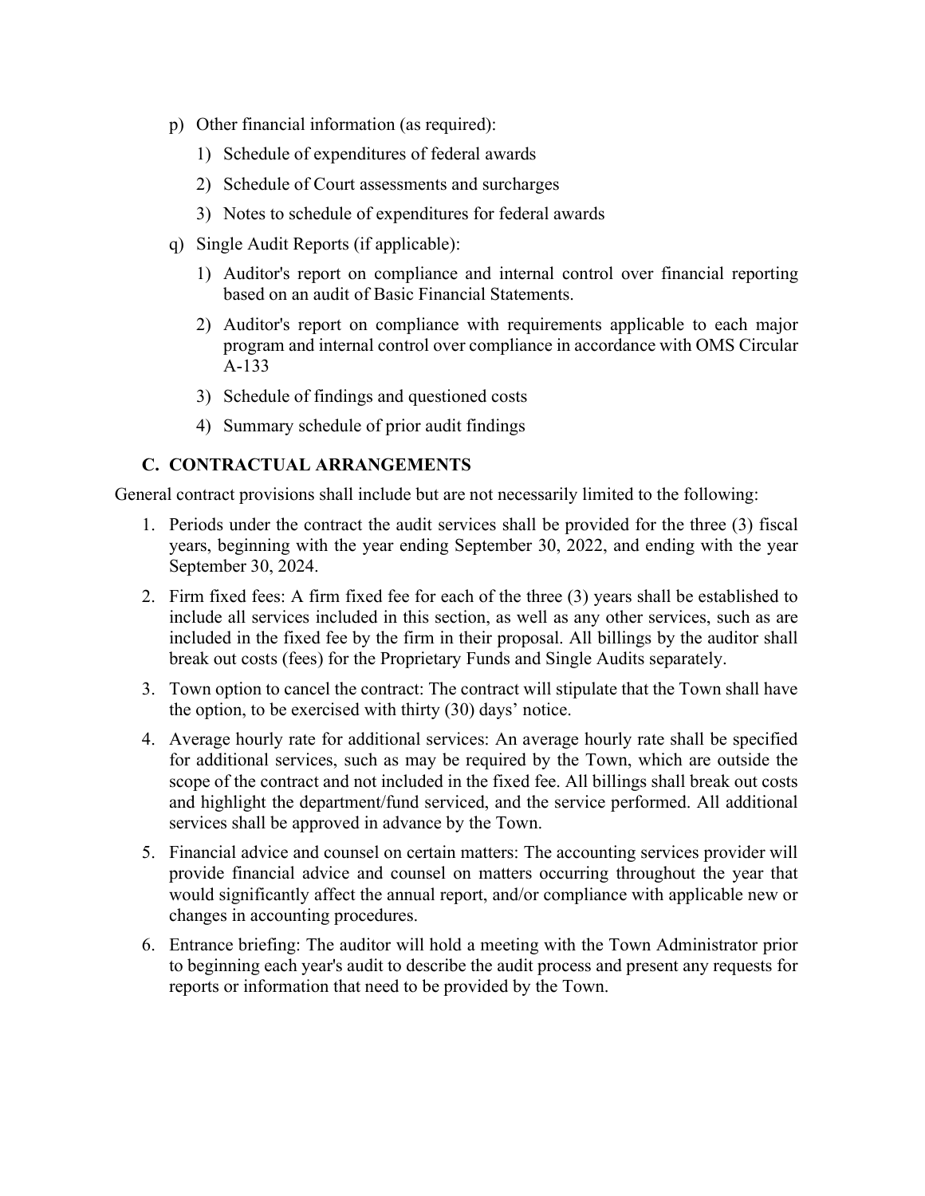p) Other financial information (as required):

   1) Schedule of expenditures of federal awards

   2) Schedule of Court assessments and surcharges

   3) Notes to schedule of expenditures for federal awards

q) Single Audit Reports (if applicable):

   1) Auditor's report on compliance and internal control over financial reporting based on an audit of Basic Financial Statements.

   2) Auditor's report on compliance with requirements applicable to each major program and internal control over compliance in accordance with OMS Circular A-133

   3) Schedule of findings and questioned costs

   4) Summary schedule of prior audit findings

### C. CONTRACTUAL ARRANGEMENTS

General contract provisions shall include but are not necessarily limited to the following:

1. Periods under the contract the audit services shall be provided for the three (3) fiscal years, beginning with the year ending September 30, 2022, and ending with the year September 30, 2024.
2. Firm fixed fees: A firm fixed fee for each of the three (3) years shall be established to include all services included in this section, as well as any other services, such as are included in the fixed fee by the firm in their proposal. All billings by the auditor shall break out costs (fees) for the Proprietary Funds and Single Audits separately.
3. Town option to cancel the contract: The contract will stipulate that the Town shall have the option, to be exercised with thirty (30) days' notice.
4. Average hourly rate for additional services: An average hourly rate shall be specified for additional services, such as may be required by the Town, which are outside the scope of the contract and not included in the fixed fee. All billings shall break out costs and highlight the department/fund serviced, and the service performed. All additional services shall be approved in advance by the Town.
5. Financial advice and counsel on certain matters: The accounting services provider will provide financial advice and counsel on matters occurring throughout the year that would significantly affect the annual report, and/or compliance with applicable new or changes in accounting procedures.
6. Entrance briefing: The auditor will hold a meeting with the Town Administrator prior to beginning each year's audit to describe the audit process and present any requests for reports or information that need to be provided by the Town.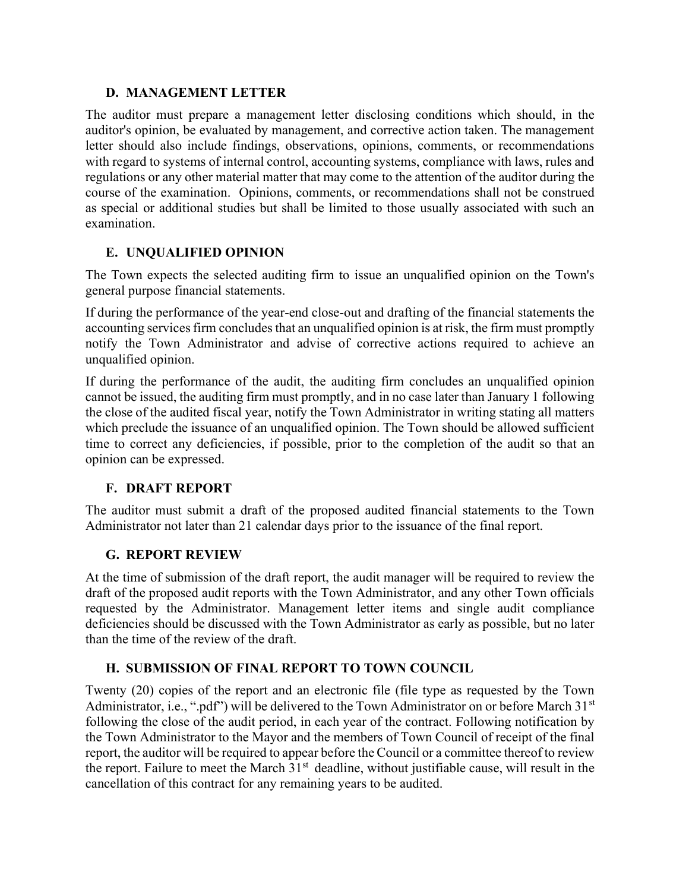### D. MANAGEMENT LETTER

The auditor must prepare a management letter disclosing conditions which should, in the auditor's opinion, be evaluated by management, and corrective action taken. The management letter should also include findings, observations, opinions, comments, or recommendations with regard to systems of internal control, accounting systems, compliance with laws, rules and regulations or any other material matter that may come to the attention of the auditor during the course of the examination. Opinions, comments, or recommendations shall not be construed as special or additional studies but shall be limited to those usually associated with such an examination.

### E. UNQUALIFIED OPINION

The Town expects the selected auditing firm to issue an unqualified opinion on the Town's general purpose financial statements.

If during the performance of the year-end close-out and drafting of the financial statements the accounting services firm concludes that an unqualified opinion is at risk, the firm must promptly notify the Town Administrator and advise of corrective actions required to achieve an unqualified opinion.

If during the performance of the audit, the auditing firm concludes an unqualified opinion cannot be issued, the auditing firm must promptly, and in no case later than January 1 following the close of the audited fiscal year, notify the Town Administrator in writing stating all matters which preclude the issuance of an unqualified opinion. The Town should be allowed sufficient time to correct any deficiencies, if possible, prior to the completion of the audit so that an opinion can be expressed.

### F. DRAFT REPORT

The auditor must submit a draft of the proposed audited financial statements to the Town Administrator not later than 21 calendar days prior to the issuance of the final report.

### G. REPORT REVIEW

At the time of submission of the draft report, the audit manager will be required to review the draft of the proposed audit reports with the Town Administrator, and any other Town officials requested by the Administrator. Management letter items and single audit compliance deficiencies should be discussed with the Town Administrator as early as possible, but no later than the time of the review of the draft.

### H. SUBMISSION OF FINAL REPORT TO TOWN COUNCIL

Twenty (20) copies of the report and an electronic file (file type as requested by the Town Administrator, i.e., ".pdf") will be delivered to the Town Administrator on or before March 31st following the close of the audit period, in each year of the contract. Following notification by the Town Administrator to the Mayor and the members of Town Council of receipt of the final report, the auditor will be required to appear before the Council or a committee thereof to review the report. Failure to meet the March 31st deadline, without justifiable cause, will result in the cancellation of this contract for any remaining years to be audited.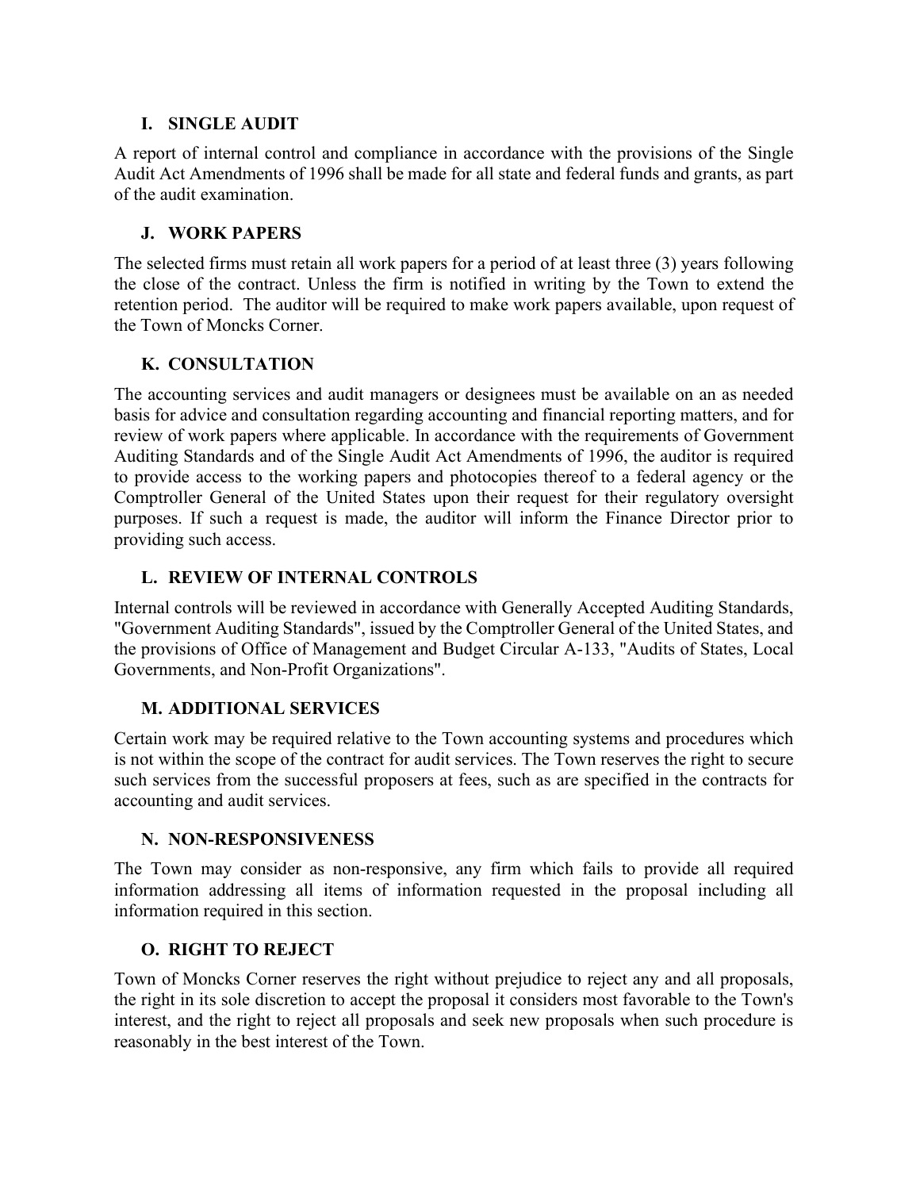### I. SINGLE AUDIT

A report of internal control and compliance in accordance with the provisions of the Single Audit Act Amendments of 1996 shall be made for all state and federal funds and grants, as part of the audit examination.

### J. WORK PAPERS

The selected firms must retain all work papers for a period of at least three (3) years following the close of the contract. Unless the firm is notified in writing by the Town to extend the retention period. The auditor will be required to make work papers available, upon request of the Town of Moncks Corner.

### K. CONSULTATION

The accounting services and audit managers or designees must be available on an as needed basis for advice and consultation regarding accounting and financial reporting matters, and for review of work papers where applicable. In accordance with the requirements of Government Auditing Standards and of the Single Audit Act Amendments of 1996, the auditor is required to provide access to the working papers and photocopies thereof to a federal agency or the Comptroller General of the United States upon their request for their regulatory oversight purposes. If such a request is made, the auditor will inform the Finance Director prior to providing such access.

### L. REVIEW OF INTERNAL CONTROLS

Internal controls will be reviewed in accordance with Generally Accepted Auditing Standards, "Government Auditing Standards", issued by the Comptroller General of the United States, and the provisions of Office of Management and Budget Circular A-133, "Audits of States, Local Governments, and Non-Profit Organizations".

### M. ADDITIONAL SERVICES

Certain work may be required relative to the Town accounting systems and procedures which is not within the scope of the contract for audit services. The Town reserves the right to secure such services from the successful proposers at fees, such as are specified in the contracts for accounting and audit services.

### N. NON-RESPONSIVENESS

The Town may consider as non-responsive, any firm which fails to provide all required information addressing all items of information requested in the proposal including all information required in this section.

### O. RIGHT TO REJECT

Town of Moncks Corner reserves the right without prejudice to reject any and all proposals, the right in its sole discretion to accept the proposal it considers most favorable to the Town's interest, and the right to reject all proposals and seek new proposals when such procedure is reasonably in the best interest of the Town.